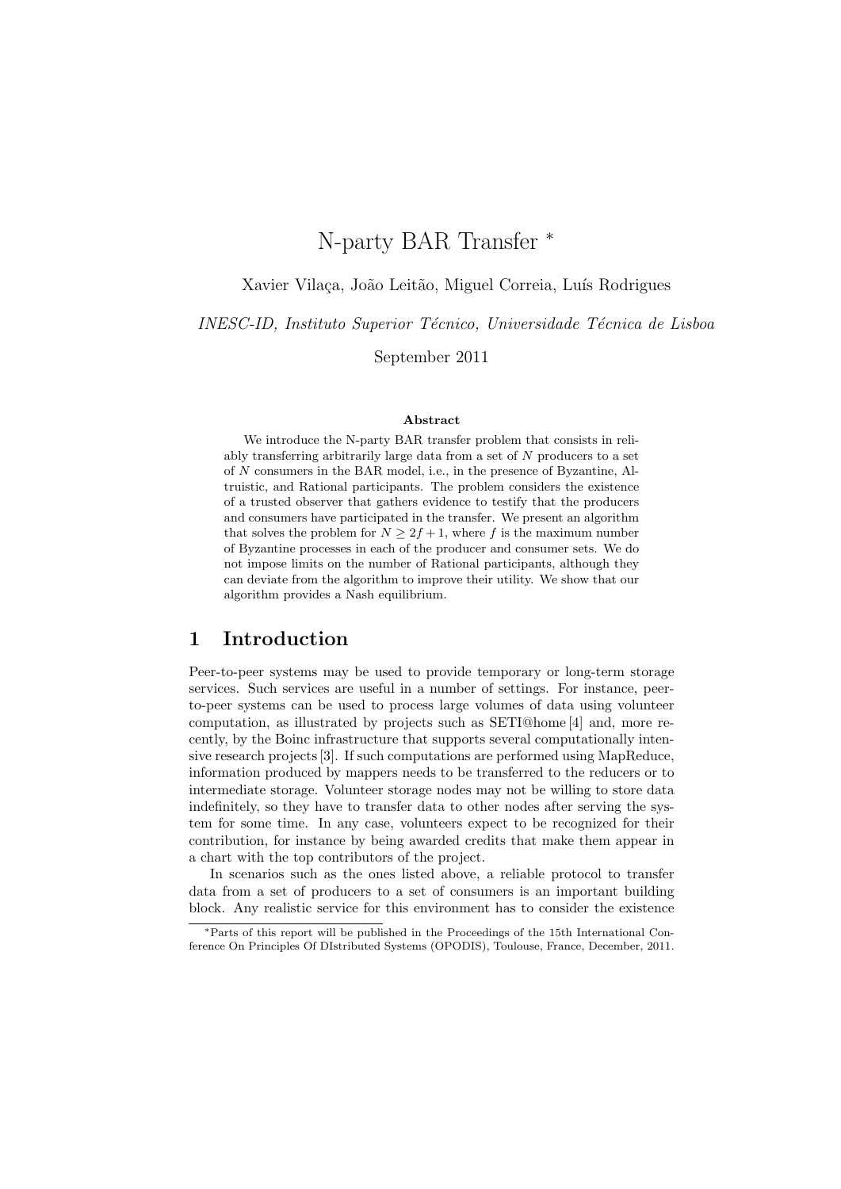# N-party BAR Transfer *

Xavier Vilaça, João Leitão, Miguel Correia, Luís Rodrigues

*INESC-ID, Instituto Superior Técnico, Universidade Técnica de Lisboa*

September 2011

### Abstract

We introduce the N-party BAR transfer problem that consists in reliably transferring arbitrarily large data from a set of $N$ producers to a set of $N$ consumers in the BAR model, i.e., in the presence of Byzantine, Altruistic, and Rational participants. The problem considers the existence of a trusted observer that gathers evidence to testify that the producers and consumers have participated in the transfer. We present an algorithm that solves the problem for $N \geq 2f + 1$, where $f$ is the maximum number of Byzantine processes in each of the producer and consumer sets. We do not impose limits on the number of Rational participants, although they can deviate from the algorithm to improve their utility. We show that our algorithm provides a Nash equilibrium.

## 1 Introduction

Peer-to-peer systems may be used to provide temporary or long-term storage services. Such services are useful in a number of settings. For instance, peer-to-peer systems can be used to process large volumes of data using volunteer computation, as illustrated by projects such as SETI@home [4] and, more recently, by the Boinc infrastructure that supports several computationally intensive research projects [3]. If such computations are performed using MapReduce, information produced by mappers needs to be transferred to the reducers or to intermediate storage. Volunteer storage nodes may not be willing to store data indefinitely, so they have to transfer data to other nodes after serving the system for some time. In any case, volunteers expect to be recognized for their contribution, for instance by being awarded credits that make them appear in a chart with the top contributors of the project.

In scenarios such as the ones listed above, a reliable protocol to transfer data from a set of producers to a set of consumers is an important building block. Any realistic service for this environment has to consider the existence

*Parts of this report will be published in the Proceedings of the 15th International Conference On Principles Of DIstributed Systems (OPODIS), Toulouse, France, December, 2011.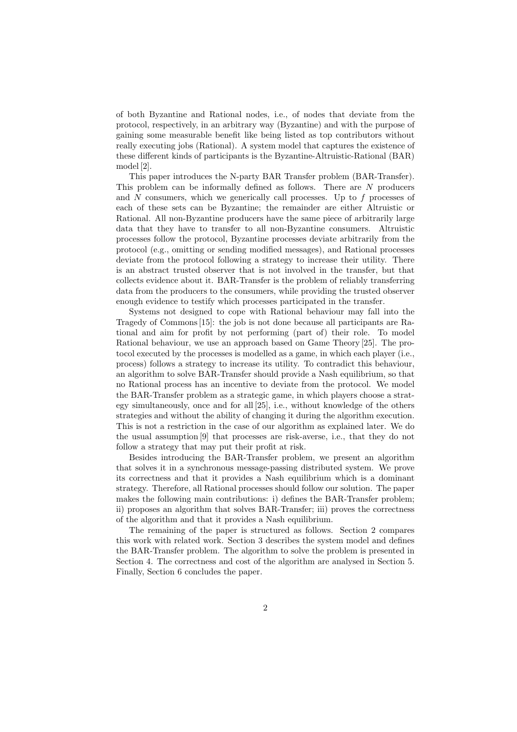of both Byzantine and Rational nodes, i.e., of nodes that deviate from the protocol, respectively, in an arbitrary way (Byzantine) and with the purpose of gaining some measurable benefit like being listed as top contributors without really executing jobs (Rational). A system model that captures the existence of these different kinds of participants is the Byzantine-Altruistic-Rational (BAR) model [2].

This paper introduces the N-party BAR Transfer problem (BAR-Transfer). This problem can be informally defined as follows. There are $N$ producers and $N$ consumers, which we generically call processes. Up to $f$ processes of each of these sets can be Byzantine; the remainder are either Altruistic or Rational. All non-Byzantine producers have the same piece of arbitrarily large data that they have to transfer to all non-Byzantine consumers. Altruistic processes follow the protocol, Byzantine processes deviate arbitrarily from the protocol (e.g., omitting or sending modified messages), and Rational processes deviate from the protocol following a strategy to increase their utility. There is an abstract trusted observer that is not involved in the transfer, but that collects evidence about it. BAR-Transfer is the problem of reliably transferring data from the producers to the consumers, while providing the trusted observer enough evidence to testify which processes participated in the transfer.

Systems not designed to cope with Rational behaviour may fall into the Tragedy of Commons [15]: the job is not done because all participants are Rational and aim for profit by not performing (part of) their role. To model Rational behaviour, we use an approach based on Game Theory [25]. The protocol executed by the processes is modelled as a game, in which each player (i.e., process) follows a strategy to increase its utility. To contradict this behaviour, an algorithm to solve BAR-Transfer should provide a Nash equilibrium, so that no Rational process has an incentive to deviate from the protocol. We model the BAR-Transfer problem as a strategic game, in which players choose a strategy simultaneously, once and for all [25], i.e., without knowledge of the others strategies and without the ability of changing it during the algorithm execution. This is not a restriction in the case of our algorithm as explained later. We do the usual assumption [9] that processes are risk-averse, i.e., that they do not follow a strategy that may put their profit at risk.

Besides introducing the BAR-Transfer problem, we present an algorithm that solves it in a synchronous message-passing distributed system. We prove its correctness and that it provides a Nash equilibrium which is a dominant strategy. Therefore, all Rational processes should follow our solution. The paper makes the following main contributions: i) defines the BAR-Transfer problem; ii) proposes an algorithm that solves BAR-Transfer; iii) proves the correctness of the algorithm and that it provides a Nash equilibrium.

The remaining of the paper is structured as follows. Section 2 compares this work with related work. Section 3 describes the system model and defines the BAR-Transfer problem. The algorithm to solve the problem is presented in Section 4. The correctness and cost of the algorithm are analysed in Section 5. Finally, Section 6 concludes the paper.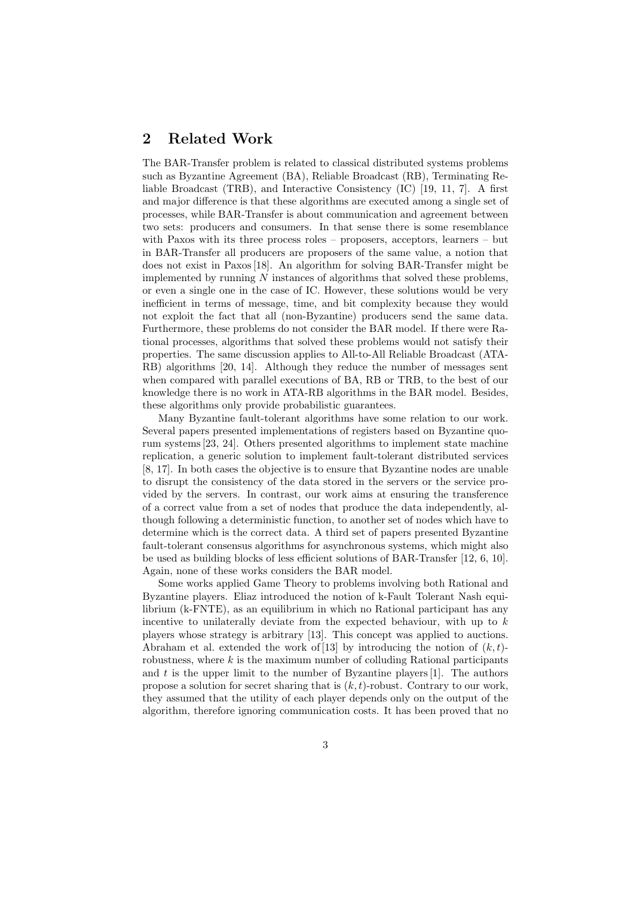## 2 Related Work

The BAR-Transfer problem is related to classical distributed systems problems such as Byzantine Agreement (BA), Reliable Broadcast (RB), Terminating Reliable Broadcast (TRB), and Interactive Consistency (IC) [19, 11, 7]. A first and major difference is that these algorithms are executed among a single set of processes, while BAR-Transfer is about communication and agreement between two sets: producers and consumers. In that sense there is some resemblance with Paxos with its three process roles – proposers, acceptors, learners – but in BAR-Transfer all producers are proposers of the same value, a notion that does not exist in Paxos [18]. An algorithm for solving BAR-Transfer might be implemented by running $N$ instances of algorithms that solved these problems, or even a single one in the case of IC. However, these solutions would be very inefficient in terms of message, time, and bit complexity because they would not exploit the fact that all (non-Byzantine) producers send the same data. Furthermore, these problems do not consider the BAR model. If there were Rational processes, algorithms that solved these problems would not satisfy their properties. The same discussion applies to All-to-All Reliable Broadcast (ATA-RB) algorithms [20, 14]. Although they reduce the number of messages sent when compared with parallel executions of BA, RB or TRB, to the best of our knowledge there is no work in ATA-RB algorithms in the BAR model. Besides, these algorithms only provide probabilistic guarantees.

Many Byzantine fault-tolerant algorithms have some relation to our work. Several papers presented implementations of registers based on Byzantine quorum systems [23, 24]. Others presented algorithms to implement state machine replication, a generic solution to implement fault-tolerant distributed services [8, 17]. In both cases the objective is to ensure that Byzantine nodes are unable to disrupt the consistency of the data stored in the servers or the service provided by the servers. In contrast, our work aims at ensuring the transference of a correct value from a set of nodes that produce the data independently, although following a deterministic function, to another set of nodes which have to determine which is the correct data. A third set of papers presented Byzantine fault-tolerant consensus algorithms for asynchronous systems, which might also be used as building blocks of less efficient solutions of BAR-Transfer [12, 6, 10]. Again, none of these works considers the BAR model.

Some works applied Game Theory to problems involving both Rational and Byzantine players. Eliaz introduced the notion of k-Fault Tolerant Nash equilibrium (k-FNTE), as an equilibrium in which no Rational participant has any incentive to unilaterally deviate from the expected behaviour, with up to $k$ players whose strategy is arbitrary [13]. This concept was applied to auctions. Abraham et al. extended the work of [13] by introducing the notion of $(k,t)$-robustness, where $k$ is the maximum number of colluding Rational participants and $t$ is the upper limit to the number of Byzantine players [1]. The authors propose a solution for secret sharing that is $(k,t)$-robust. Contrary to our work, they assumed that the utility of each player depends only on the output of the algorithm, therefore ignoring communication costs. It has been proved that no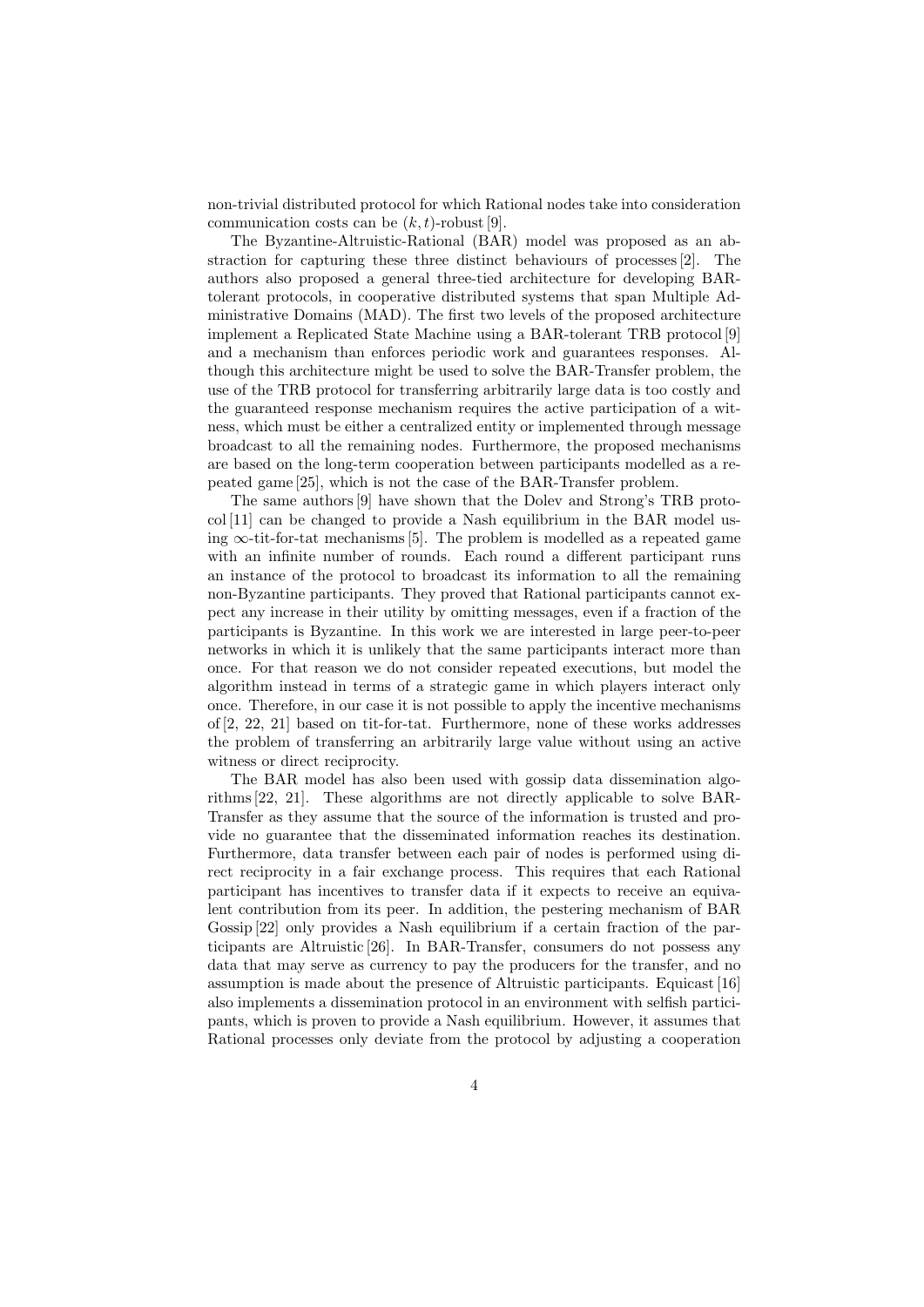non-trivial distributed protocol for which Rational nodes take into consideration communication costs can be $(k, t)$-robust [9].

The Byzantine-Altruistic-Rational (BAR) model was proposed as an abstraction for capturing these three distinct behaviours of processes [2]. The authors also proposed a general three-tied architecture for developing BAR-tolerant protocols, in cooperative distributed systems that span Multiple Administrative Domains (MAD). The first two levels of the proposed architecture implement a Replicated State Machine using a BAR-tolerant TRB protocol [9] and a mechanism than enforces periodic work and guarantees responses. Although this architecture might be used to solve the BAR-Transfer problem, the use of the TRB protocol for transferring arbitrarily large data is too costly and the guaranteed response mechanism requires the active participation of a witness, which must be either a centralized entity or implemented through message broadcast to all the remaining nodes. Furthermore, the proposed mechanisms are based on the long-term cooperation between participants modelled as a repeated game [25], which is not the case of the BAR-Transfer problem.

The same authors [9] have shown that the Dolev and Strong's TRB protocol [11] can be changed to provide a Nash equilibrium in the BAR model using $\infty$-tit-for-tat mechanisms [5]. The problem is modelled as a repeated game with an infinite number of rounds. Each round a different participant runs an instance of the protocol to broadcast its information to all the remaining non-Byzantine participants. They proved that Rational participants cannot expect any increase in their utility by omitting messages, even if a fraction of the participants is Byzantine. In this work we are interested in large peer-to-peer networks in which it is unlikely that the same participants interact more than once. For that reason we do not consider repeated executions, but model the algorithm instead in terms of a strategic game in which players interact only once. Therefore, in our case it is not possible to apply the incentive mechanisms of [2, 22, 21] based on tit-for-tat. Furthermore, none of these works addresses the problem of transferring an arbitrarily large value without using an active witness or direct reciprocity.

The BAR model has also been used with gossip data dissemination algorithms [22, 21]. These algorithms are not directly applicable to solve BAR-Transfer as they assume that the source of the information is trusted and provide no guarantee that the disseminated information reaches its destination. Furthermore, data transfer between each pair of nodes is performed using direct reciprocity in a fair exchange process. This requires that each Rational participant has incentives to transfer data if it expects to receive an equivalent contribution from its peer. In addition, the pestering mechanism of BAR Gossip [22] only provides a Nash equilibrium if a certain fraction of the participants are Altruistic [26]. In BAR-Transfer, consumers do not possess any data that may serve as currency to pay the producers for the transfer, and no assumption is made about the presence of Altruistic participants. Equicast [16] also implements a dissemination protocol in an environment with selfish participants, which is proven to provide a Nash equilibrium. However, it assumes that Rational processes only deviate from the protocol by adjusting a cooperation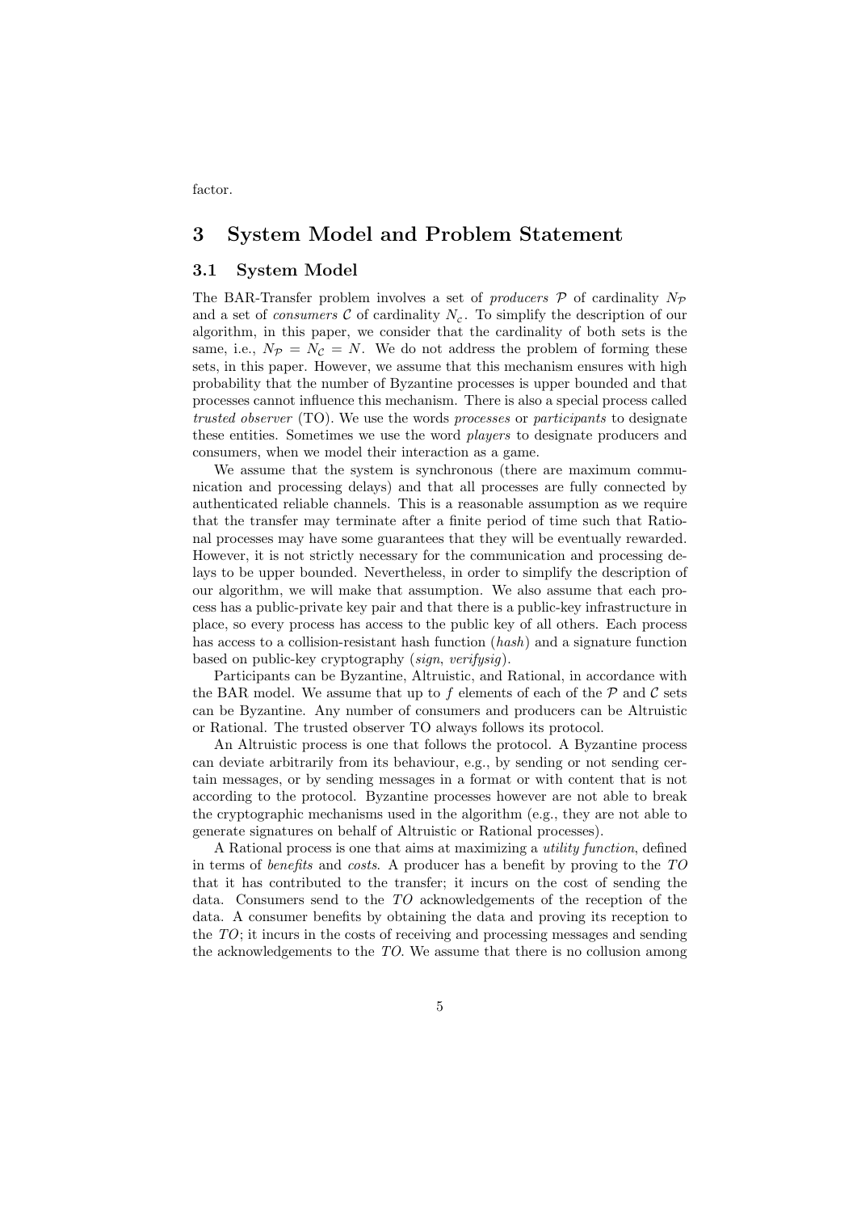factor.

# 3 System Model and Problem Statement

## 3.1 System Model

The BAR-Transfer problem involves a set of *producers* $\mathcal{P}$ of cardinality $N_{\mathcal{P}}$ and a set of *consumers* $\mathcal{C}$ of cardinality $N_{c}$. To simplify the description of our algorithm, in this paper, we consider that the cardinality of both sets is the same, i.e., $N_{\mathcal{P}} = N_{\mathcal{C}} = N$. We do not address the problem of forming these sets, in this paper. However, we assume that this mechanism ensures with high probability that the number of Byzantine processes is upper bounded and that processes cannot influence this mechanism. There is also a special process called *trusted observer* (TO). We use the words *processes* or *participants* to designate these entities. Sometimes we use the word *players* to designate producers and consumers, when we model their interaction as a game.

We assume that the system is synchronous (there are maximum communication and processing delays) and that all processes are fully connected by authenticated reliable channels. This is a reasonable assumption as we require that the transfer may terminate after a finite period of time such that Rational processes may have some guarantees that they will be eventually rewarded. However, it is not strictly necessary for the communication and processing delays to be upper bounded. Nevertheless, in order to simplify the description of our algorithm, we will make that assumption. We also assume that each process has a public-private key pair and that there is a public-key infrastructure in place, so every process has access to the public key of all others. Each process has access to a collision-resistant hash function (*hash*) and a signature function based on public-key cryptography (*sign*, *verifysig*).

Participants can be Byzantine, Altruistic, and Rational, in accordance with the BAR model. We assume that up to $f$ elements of each of the $\mathcal{P}$ and $\mathcal{C}$ sets can be Byzantine. Any number of consumers and producers can be Altruistic or Rational. The trusted observer TO always follows its protocol.

An Altruistic process is one that follows the protocol. A Byzantine process can deviate arbitrarily from its behaviour, e.g., by sending or not sending certain messages, or by sending messages in a format or with content that is not according to the protocol. Byzantine processes however are not able to break the cryptographic mechanisms used in the algorithm (e.g., they are not able to generate signatures on behalf of Altruistic or Rational processes).

A Rational process is one that aims at maximizing a *utility function*, defined in terms of *benefits* and *costs*. A producer has a benefit by proving to the *TO* that it has contributed to the transfer; it incurs on the cost of sending the data. Consumers send to the *TO* acknowledgements of the reception of the data. A consumer benefits by obtaining the data and proving its reception to the *TO*; it incurs in the costs of receiving and processing messages and sending the acknowledgements to the *TO*. We assume that there is no collusion among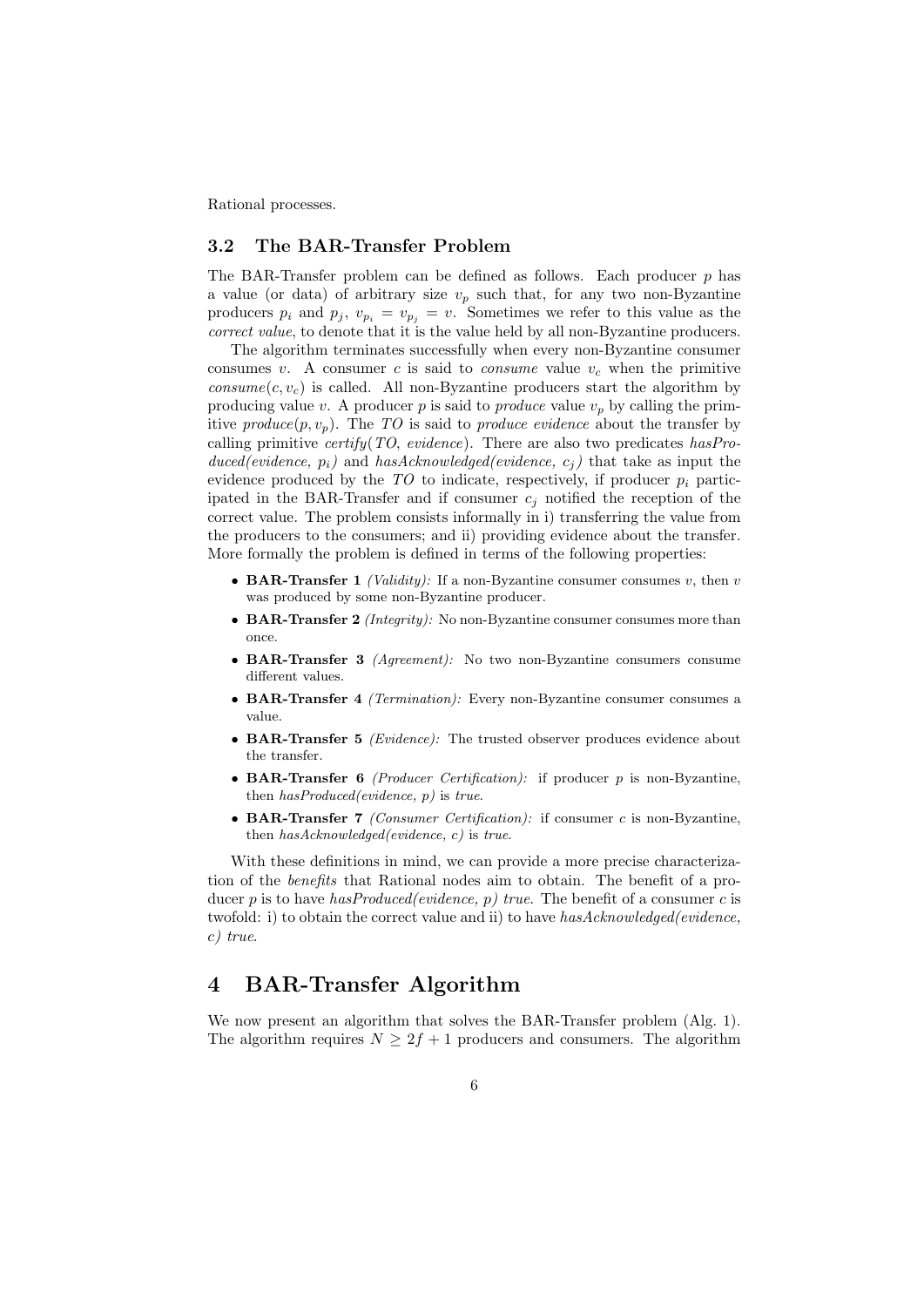Rational processes.

### 3.2 The BAR-Transfer Problem

The BAR-Transfer problem can be defined as follows. Each producer $p$ has a value (or data) of arbitrary size $v_p$ such that, for any two non-Byzantine producers $p_i$ and $p_j$, $v_{p_i} = v_{p_j} = v$. Sometimes we refer to this value as the *correct value*, to denote that it is the value held by all non-Byzantine producers.

The algorithm terminates successfully when every non-Byzantine consumer consumes $v$. A consumer $c$ is said to *consume* value $v_c$ when the primitive $consume(c, v_c)$ is called. All non-Byzantine producers start the algorithm by producing value $v$. A producer $p$ is said to *produce* value $v_p$ by calling the primitive $produce(p, v_p)$. The $TO$ is said to *produce evidence* about the transfer by calling primitive *certify*($TO$, *evidence*). There are also two predicates *hasProduced(evidence, $p_i$)* and *hasAcknowledged(evidence, $c_j$)* that take as input the evidence produced by the $TO$ to indicate, respectively, if producer $p_i$ participated in the BAR-Transfer and if consumer $c_j$ notified the reception of the correct value. The problem consists informally in i) transferring the value from the producers to the consumers; and ii) providing evidence about the transfer. More formally the problem is defined in terms of the following properties:

- **BAR-Transfer 1** *(Validity):* If a non-Byzantine consumer consumes $v$, then $v$ was produced by some non-Byzantine producer.
- **BAR-Transfer 2** *(Integrity):* No non-Byzantine consumer consumes more than once.
- **BAR-Transfer 3** *(Agreement):* No two non-Byzantine consumers consume different values.
- **BAR-Transfer 4** *(Termination):* Every non-Byzantine consumer consumes a value.
- **BAR-Transfer 5** *(Evidence):* The trusted observer produces evidence about the transfer.
- **BAR-Transfer 6** *(Producer Certification):* if producer $p$ is non-Byzantine, then *hasProduced(evidence, p)* is *true*.
- **BAR-Transfer 7** *(Consumer Certification):* if consumer $c$ is non-Byzantine, then *hasAcknowledged(evidence, c)* is *true*.

With these definitions in mind, we can provide a more precise characterization of the *benefits* that Rational nodes aim to obtain. The benefit of a producer $p$ is to have *hasProduced(evidence, p) true*. The benefit of a consumer $c$ is twofold: i) to obtain the correct value and ii) to have *hasAcknowledged(evidence, c) true*.

## 4 BAR-Transfer Algorithm

We now present an algorithm that solves the BAR-Transfer problem (Alg. 1). The algorithm requires $N \geq 2f + 1$ producers and consumers. The algorithm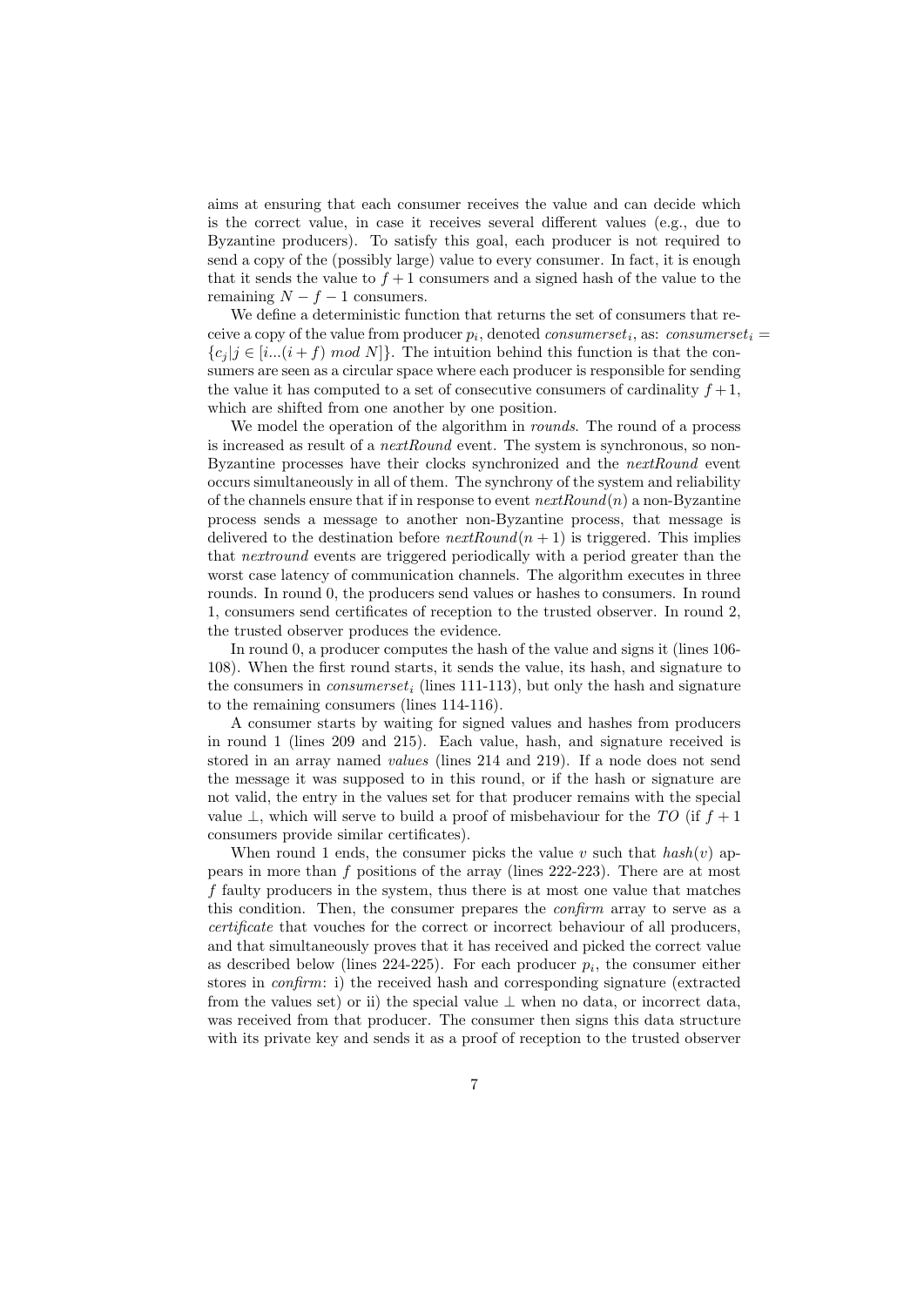aims at ensuring that each consumer receives the value and can decide which is the correct value, in case it receives several different values (e.g., due to Byzantine producers). To satisfy this goal, each producer is not required to send a copy of the (possibly large) value to every consumer. In fact, it is enough that it sends the value to $f+1$ consumers and a signed hash of the value to the remaining $N-f-1$ consumers.

We define a deterministic function that returns the set of consumers that receive a copy of the value from producer $p_i$, denoted $consumerset_i$, as: $consumerset_i = \{c_j | j \in [i...(i+f) \ mod \ N]\}$. The intuition behind this function is that the consumers are seen as a circular space where each producer is responsible for sending the value it has computed to a set of consecutive consumers of cardinality $f+1$, which are shifted from one another by one position.

We model the operation of the algorithm in *rounds*. The round of a process is increased as result of a *nextRound* event. The system is synchronous, so non-Byzantine processes have their clocks synchronized and the *nextRound* event occurs simultaneously in all of them. The synchrony of the system and reliability of the channels ensure that if in response to event $nextRound(n)$ a non-Byzantine process sends a message to another non-Byzantine process, that message is delivered to the destination before $nextRound(n+1)$ is triggered. This implies that *nextround* events are triggered periodically with a period greater than the worst case latency of communication channels. The algorithm executes in three rounds. In round 0, the producers send values or hashes to consumers. In round 1, consumers send certificates of reception to the trusted observer. In round 2, the trusted observer produces the evidence.

In round 0, a producer computes the hash of the value and signs it (lines 106-108). When the first round starts, it sends the value, its hash, and signature to the consumers in $consumerset_i$ (lines 111-113), but only the hash and signature to the remaining consumers (lines 114-116).

A consumer starts by waiting for signed values and hashes from producers in round 1 (lines 209 and 215). Each value, hash, and signature received is stored in an array named *values* (lines 214 and 219). If a node does not send the message it was supposed to in this round, or if the hash or signature are not valid, the entry in the values set for that producer remains with the special value $\perp$, which will serve to build a proof of misbehaviour for the $TO$ (if $f+1$ consumers provide similar certificates).

When round 1 ends, the consumer picks the value $v$ such that $hash(v)$ appears in more than $f$ positions of the array (lines 222-223). There are at most $f$ faulty producers in the system, thus there is at most one value that matches this condition. Then, the consumer prepares the *confirm* array to serve as a *certificate* that vouches for the correct or incorrect behaviour of all producers, and that simultaneously proves that it has received and picked the correct value as described below (lines 224-225). For each producer $p_i$, the consumer either stores in *confirm*: i) the received hash and corresponding signature (extracted from the values set) or ii) the special value $\perp$ when no data, or incorrect data, was received from that producer. The consumer then signs this data structure with its private key and sends it as a proof of reception to the trusted observer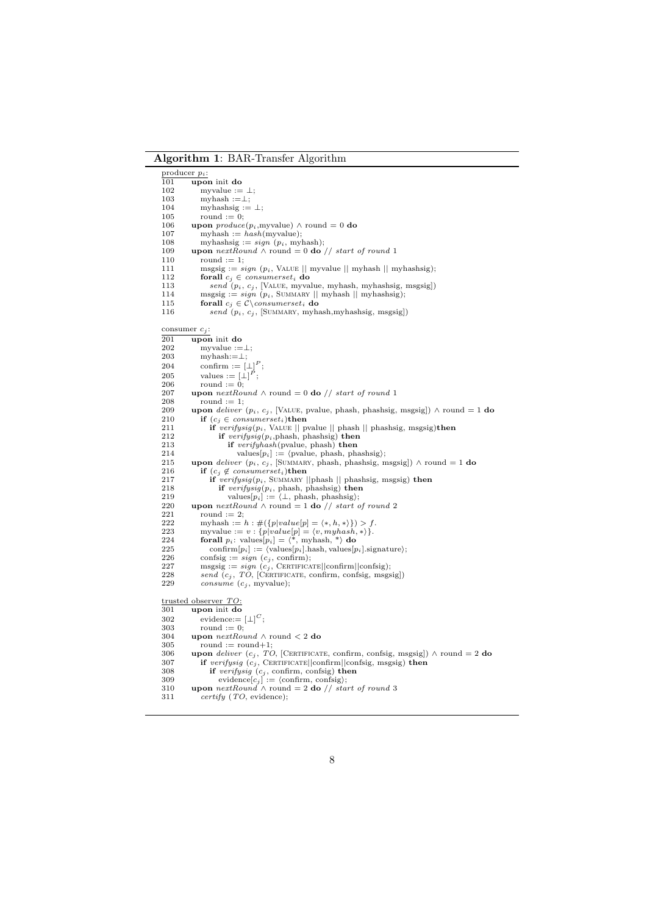**Algorithm 1**: BAR-Transfer Algorithm

```
producer p_i:
101   upon init do
102      myvalue := ⊥;
103      myhash :=⊥;
104      myhashsig := ⊥;
105      round := 0;
106   upon produce(p_i,myvalue) ∧ round = 0 do
107      myhash := hash(myvalue);
108      myhashsig := sign (p_i, myhash);
109   upon nextRound ∧ round = 0 do // start of round 1
110      round := 1;
111      msgsig := sign (p_i, VALUE || myvalue || myhash || myhashsig);
112      forall c_j ∈ consumerset_i do
113         send (p_i, c_j, [VALUE, myvalue, myhash, myhashsig, msgsig])
114      msgsig := sign (p_i, SUMMARY || myhash || myhashsig);
115      forall c_j ∈ C\consumerset_i do
116         send (p_i, c_j, [SUMMARY, myhash,myhashsig, msgsig])

consumer c_j:
201   upon init do
202      myvalue :=⊥;
203      myhash:=⊥;
204      confirm := [⊥]^P;
205      values := [⊥]^P;
206      round := 0;
207   upon nextRound ∧ round = 0 do // start of round 1
208      round := 1;
209   upon deliver (p_i, c_j, [VALUE, pvalue, phash, phashsig, msgsig]) ∧ round = 1 do
210      if (c_j ∈ consumerset_i)then
211         if verifysig(p_i, VALUE || pvalue || phash || phashsig, msgsig)then
212            if verifysig(p_i,phash, phashsig) then
213               if verifyhash(pvalue, phash) then
214                  values[p_i] := ⟨pvalue, phash, phashsig⟩;
215   upon deliver (p_i, c_j, [SUMMARY, phash, phashsig, msgsig]) ∧ round = 1 do
216      if (c_j ∉ consumerset_i)then
217         if verifysig(p_i, SUMMARY ||phash || phashsig, msgsig) then
218            if verifysig(p_i, phash, phashsig) then
219               values[p_i] := ⟨⊥, phash, phashsig⟩;
220   upon nextRound ∧ round = 1 do // start of round 2
221      round := 2;
222      myhash := h : #({p|value[p] = ⟨*, h, *⟩}) > f.
223      myvalue := v : {p|value[p] = ⟨v, myhash, *⟩}.
224      forall p_i: values[p_i] = ⟨*, myhash, *⟩ do
225         confirm[p_i] := ⟨values[p_i].hash, values[p_i].signature⟩;
226      confsig := sign (c_j, confirm);
227      msgsig := sign (c_j, CERTIFICATE||confirm||confsig);
228      send (c_j, TO, [CERTIFICATE, confirm, confsig, msgsig])
229      consume (c_j, myvalue);

trusted observer TO:
301   upon init do
302      evidence:= [⊥]^C;
303      round := 0;
304   upon nextRound ∧ round < 2 do
305      round := round+1;
306   upon deliver (c_j, TO, [CERTIFICATE, confirm, confsig, msgsig]) ∧ round = 2 do
307      if verifysig (c_j, CERTIFICATE||confirm||confsig, msgsig) then
308         if verifysig (c_j, confirm, confsig) then
309            evidence[c_j] := ⟨confirm, confsig⟩;
310   upon nextRound ∧ round = 2 do // start of round 3
311      certify (TO, evidence);
```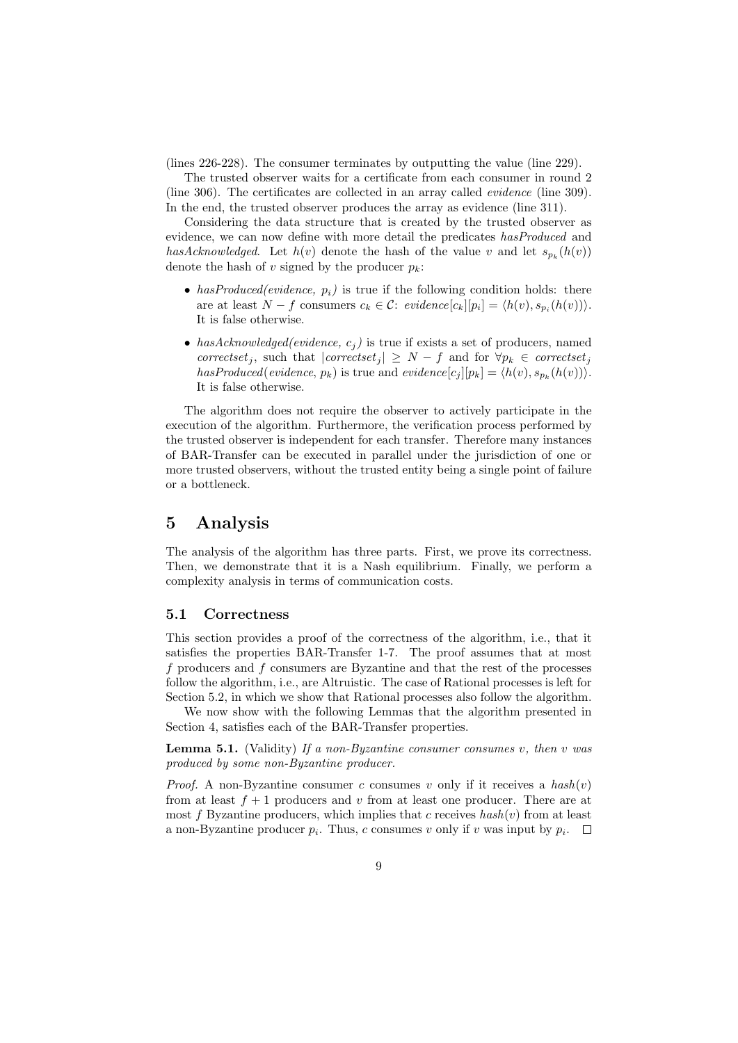(lines 226-228). The consumer terminates by outputting the value (line 229).

The trusted observer waits for a certificate from each consumer in round 2 (line 306). The certificates are collected in an array called *evidence* (line 309). In the end, the trusted observer produces the array as evidence (line 311).

Considering the data structure that is created by the trusted observer as evidence, we can now define with more detail the predicates *hasProduced* and *hasAcknowledged*. Let $h(v)$ denote the hash of the value $v$ and let $s_{p_k}(h(v))$ denote the hash of $v$ signed by the producer $p_k$:

- *hasProduced(evidence, $p_i$)* is true if the following condition holds: there are at least $N - f$ consumers $c_k \in \mathcal{C}$: $evidence[c_k][p_i] = \langle h(v), s_{p_i}(h(v)) \rangle$. It is false otherwise.
- *hasAcknowledged(evidence, $c_j$)* is true if exists a set of producers, named $correctset_j$, such that $|correctset_j| \geq N - f$ and for $\forall p_k \in correctset_j$ $hasProduced(evidence, p_k)$ is true and $evidence[c_j][p_k] = \langle h(v), s_{p_k}(h(v)) \rangle$. It is false otherwise.

The algorithm does not require the observer to actively participate in the execution of the algorithm. Furthermore, the verification process performed by the trusted observer is independent for each transfer. Therefore many instances of BAR-Transfer can be executed in parallel under the jurisdiction of one or more trusted observers, without the trusted entity being a single point of failure or a bottleneck.

# 5 Analysis

The analysis of the algorithm has three parts. First, we prove its correctness. Then, we demonstrate that it is a Nash equilibrium. Finally, we perform a complexity analysis in terms of communication costs.

## 5.1 Correctness

This section provides a proof of the correctness of the algorithm, i.e., that it satisfies the properties BAR-Transfer 1-7. The proof assumes that at most $f$ producers and $f$ consumers are Byzantine and that the rest of the processes follow the algorithm, i.e., are Altruistic. The case of Rational processes is left for Section 5.2, in which we show that Rational processes also follow the algorithm.

We now show with the following Lemmas that the algorithm presented in Section 4, satisfies each of the BAR-Transfer properties.

**Lemma 5.1.** (Validity) *If a non-Byzantine consumer consumes $v$, then $v$ was produced by some non-Byzantine producer.*

*Proof.* A non-Byzantine consumer $c$ consumes $v$ only if it receives a $hash(v)$ from at least $f + 1$ producers and $v$ from at least one producer. There are at most $f$ Byzantine producers, which implies that $c$ receives $hash(v)$ from at least a non-Byzantine producer $p_i$. Thus, $c$ consumes $v$ only if $v$ was input by $p_i$. ◻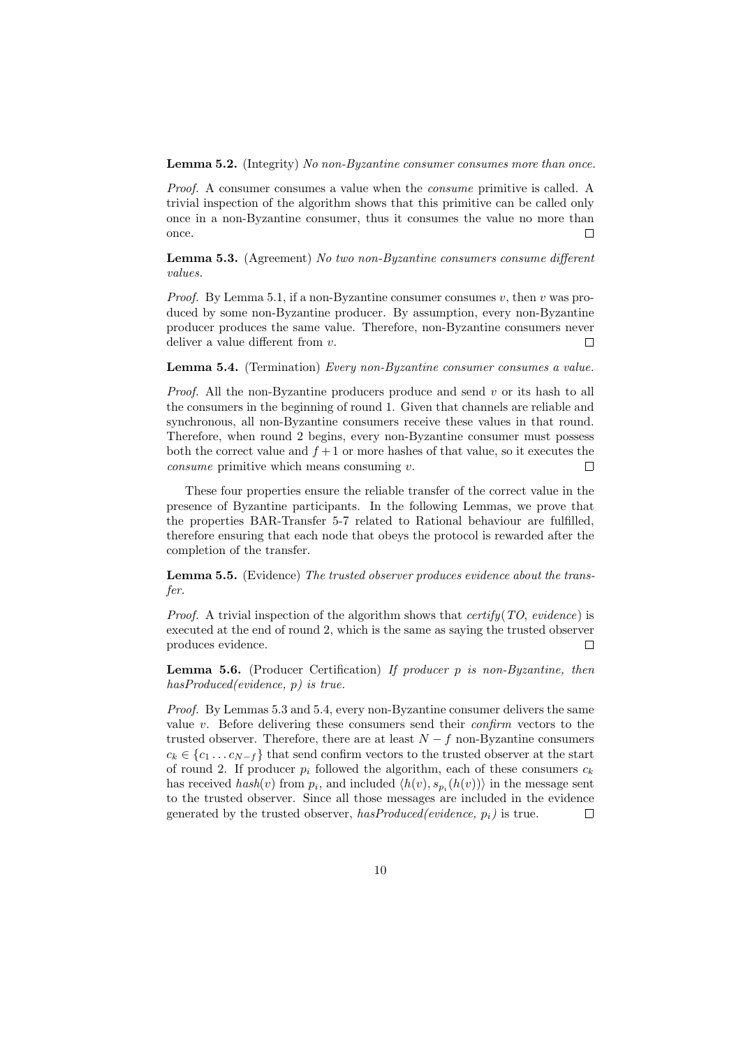**Lemma 5.2.** (Integrity) *No non-Byzantine consumer consumes more than once.*

*Proof.* A consumer consumes a value when the *consume* primitive is called. A trivial inspection of the algorithm shows that this primitive can be called only once in a non-Byzantine consumer, thus it consumes the value no more than once. □

**Lemma 5.3.** (Agreement) *No two non-Byzantine consumers consume different values.*

*Proof.* By Lemma 5.1, if a non-Byzantine consumer consumes $v$, then $v$ was produced by some non-Byzantine producer. By assumption, every non-Byzantine producer produces the same value. Therefore, non-Byzantine consumers never deliver a value different from $v$. □

**Lemma 5.4.** (Termination) *Every non-Byzantine consumer consumes a value.*

*Proof.* All the non-Byzantine producers produce and send $v$ or its hash to all the consumers in the beginning of round 1. Given that channels are reliable and synchronous, all non-Byzantine consumers receive these values in that round. Therefore, when round 2 begins, every non-Byzantine consumer must possess both the correct value and $f+1$ or more hashes of that value, so it executes the *consume* primitive which means consuming $v$. □

These four properties ensure the reliable transfer of the correct value in the presence of Byzantine participants. In the following Lemmas, we prove that the properties BAR-Transfer 5-7 related to Rational behaviour are fulfilled, therefore ensuring that each node that obeys the protocol is rewarded after the completion of the transfer.

**Lemma 5.5.** (Evidence) *The trusted observer produces evidence about the transfer.*

*Proof.* A trivial inspection of the algorithm shows that *certify*(*TO*, *evidence*) is executed at the end of round 2, which is the same as saying the trusted observer produces evidence. □

**Lemma 5.6.** (Producer Certification) *If producer p is non-Byzantine, then hasProduced(evidence, p) is true.*

*Proof.* By Lemmas 5.3 and 5.4, every non-Byzantine consumer delivers the same value $v$. Before delivering these consumers send their *confirm* vectors to the trusted observer. Therefore, there are at least $N-f$ non-Byzantine consumers $c_k \in \{c_1 \dots c_{N-f}\}$ that send confirm vectors to the trusted observer at the start of round 2. If producer $p_i$ followed the algorithm, each of these consumers $c_k$ has received $hash(v)$ from $p_i$, and included $\langle h(v), s_{p_i}(h(v))\rangle$ in the message sent to the trusted observer. Since all those messages are included in the evidence generated by the trusted observer, *hasProduced(evidence,* $p_i$*)* is true. □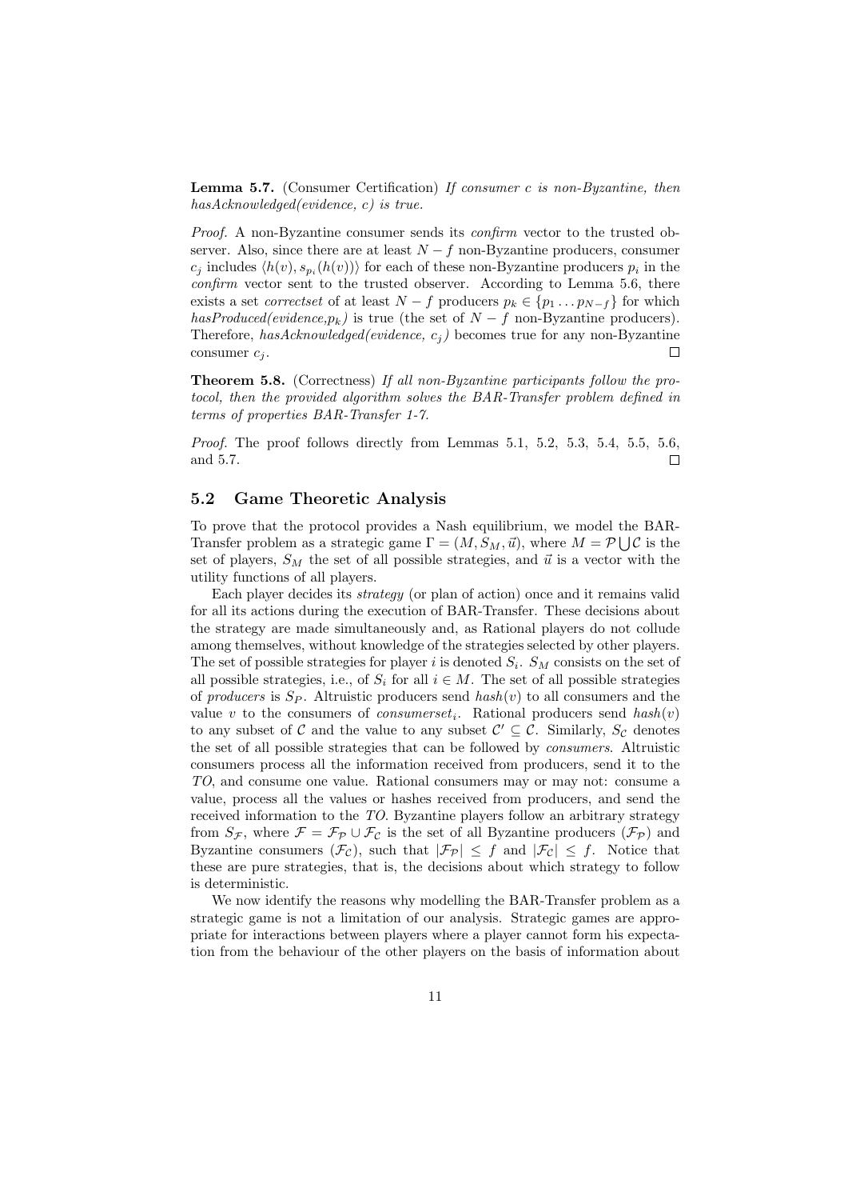**Lemma 5.7.** (Consumer Certification) *If consumer c is non-Byzantine, then hasAcknowledged(evidence, c) is true.*

*Proof.* A non-Byzantine consumer sends its *confirm* vector to the trusted observer. Also, since there are at least $N - f$ non-Byzantine producers, consumer $c_j$ includes $\langle h(v), s_{p_i}(h(v))\rangle$ for each of these non-Byzantine producers $p_i$ in the *confirm* vector sent to the trusted observer. According to Lemma 5.6, there exists a set *correctset* of at least $N - f$ producers $p_k \in \{p_1 \ldots p_{N-f}\}$ for which *hasProduced(evidence,$p_k$)* is true (the set of $N - f$ non-Byzantine producers). Therefore, *hasAcknowledged(evidence, $c_j$)* becomes true for any non-Byzantine consumer $c_j$. □

**Theorem 5.8.** (Correctness) *If all non-Byzantine participants follow the protocol, then the provided algorithm solves the BAR-Transfer problem defined in terms of properties BAR-Transfer 1-7.*

*Proof.* The proof follows directly from Lemmas 5.1, 5.2, 5.3, 5.4, 5.5, 5.6, and 5.7. □

## 5.2 Game Theoretic Analysis

To prove that the protocol provides a Nash equilibrium, we model the BAR-Transfer problem as a strategic game $\Gamma = (M, S_M, \vec{u})$, where $M = \mathcal{P} \bigcup \mathcal{C}$ is the set of players, $S_M$ the set of all possible strategies, and $\vec{u}$ is a vector with the utility functions of all players.

Each player decides its *strategy* (or plan of action) once and it remains valid for all its actions during the execution of BAR-Transfer. These decisions about the strategy are made simultaneously and, as Rational players do not collude among themselves, without knowledge of the strategies selected by other players. The set of possible strategies for player $i$ is denoted $S_i$. $S_M$ consists on the set of all possible strategies, i.e., of $S_i$ for all $i \in M$. The set of all possible strategies of *producers* is $S_P$. Altruistic producers send $hash(v)$ to all consumers and the value $v$ to the consumers of $consumerset_i$. Rational producers send $hash(v)$ to any subset of $\mathcal{C}$ and the value to any subset $\mathcal{C}' \subseteq \mathcal{C}$. Similarly, $S_{\mathcal{C}}$ denotes the set of all possible strategies that can be followed by *consumers*. Altruistic consumers process all the information received from producers, send it to the *TO*, and consume one value. Rational consumers may or may not: consume a value, process all the values or hashes received from producers, and send the received information to the *TO*. Byzantine players follow an arbitrary strategy from $S_{\mathcal{F}}$, where $\mathcal{F} = \mathcal{F}_{\mathcal{P}} \cup \mathcal{F}_{\mathcal{C}}$ is the set of all Byzantine producers ($\mathcal{F}_{\mathcal{P}}$) and Byzantine consumers ($\mathcal{F}_{\mathcal{C}}$), such that $|\mathcal{F}_{\mathcal{P}}| \leq f$ and $|\mathcal{F}_{\mathcal{C}}| \leq f$. Notice that these are pure strategies, that is, the decisions about which strategy to follow is deterministic.

We now identify the reasons why modelling the BAR-Transfer problem as a strategic game is not a limitation of our analysis. Strategic games are appropriate for interactions between players where a player cannot form his expectation from the behaviour of the other players on the basis of information about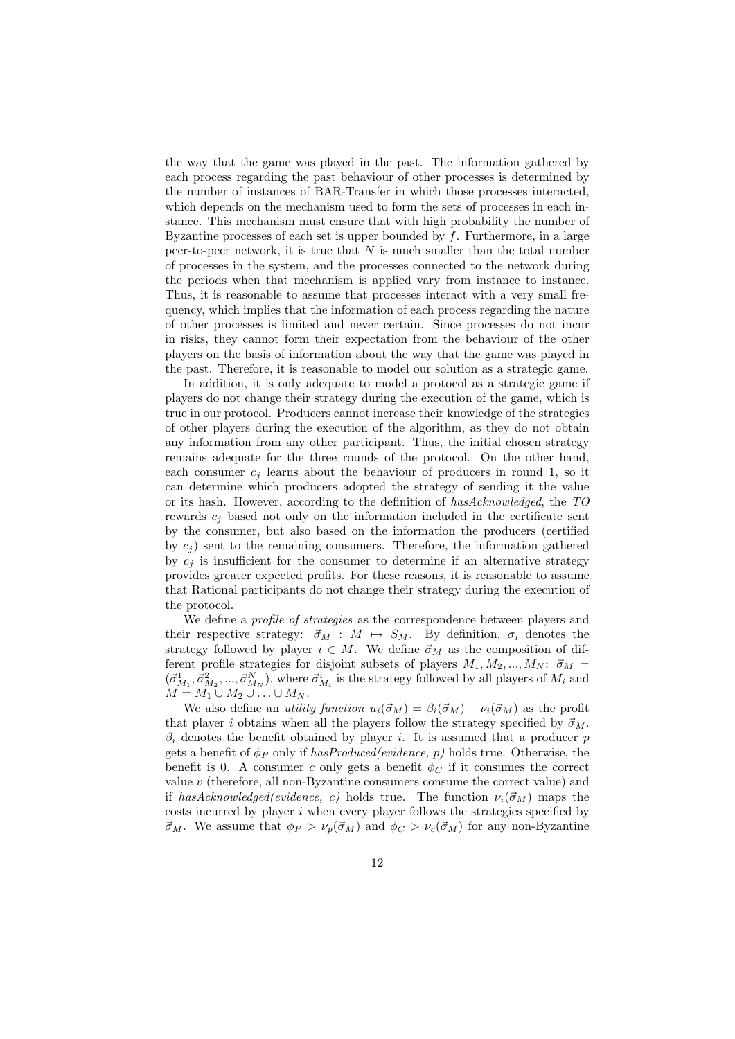the way that the game was played in the past. The information gathered by each process regarding the past behaviour of other processes is determined by the number of instances of BAR-Transfer in which those processes interacted, which depends on the mechanism used to form the sets of processes in each instance. This mechanism must ensure that with high probability the number of Byzantine processes of each set is upper bounded by $f$. Furthermore, in a large peer-to-peer network, it is true that $N$ is much smaller than the total number of processes in the system, and the processes connected to the network during the periods when that mechanism is applied vary from instance to instance. Thus, it is reasonable to assume that processes interact with a very small frequency, which implies that the information of each process regarding the nature of other processes is limited and never certain. Since processes do not incur in risks, they cannot form their expectation from the behaviour of the other players on the basis of information about the way that the game was played in the past. Therefore, it is reasonable to model our solution as a strategic game.

In addition, it is only adequate to model a protocol as a strategic game if players do not change their strategy during the execution of the game, which is true in our protocol. Producers cannot increase their knowledge of the strategies of other players during the execution of the algorithm, as they do not obtain any information from any other participant. Thus, the initial chosen strategy remains adequate for the three rounds of the protocol. On the other hand, each consumer $c_j$ learns about the behaviour of producers in round 1, so it can determine which producers adopted the strategy of sending it the value or its hash. However, according to the definition of *hasAcknowledged*, the $TO$ rewards $c_j$ based not only on the information included in the certificate sent by the consumer, but also based on the information the producers (certified by $c_j$) sent to the remaining consumers. Therefore, the information gathered by $c_j$ is insufficient for the consumer to determine if an alternative strategy provides greater expected profits. For these reasons, it is reasonable to assume that Rational participants do not change their strategy during the execution of the protocol.

We define a *profile of strategies* as the correspondence between players and their respective strategy: $\vec{\sigma}_M : M \mapsto S_M$. By definition, $\sigma_i$ denotes the strategy followed by player $i \in M$. We define $\vec{\sigma}_M$ as the composition of different profile strategies for disjoint subsets of players $M_1, M_2, ..., M_N$: $\vec{\sigma}_M = (\vec{\sigma}^1_{M_1}, \vec{\sigma}^2_{M_2}, ..., \vec{\sigma}^N_{M_N})$, where $\vec{\sigma}^i_{M_i}$ is the strategy followed by all players of $M_i$ and $M = M_1 \cup M_2 \cup \ldots \cup M_N$.

We also define an *utility function* $u_i(\vec{\sigma}_M) = \beta_i(\vec{\sigma}_M) - \nu_i(\vec{\sigma}_M)$ as the profit that player $i$ obtains when all the players follow the strategy specified by $\vec{\sigma}_M$. $\beta_i$ denotes the benefit obtained by player $i$. It is assumed that a producer $p$ gets a benefit of $\phi_P$ only if *hasProduced(evidence, p)* holds true. Otherwise, the benefit is 0. A consumer $c$ only gets a benefit $\phi_C$ if it consumes the correct value $v$ (therefore, all non-Byzantine consumers consume the correct value) and if *hasAcknowledged(evidence, c)* holds true. The function $\nu_i(\vec{\sigma}_M)$ maps the costs incurred by player $i$ when every player follows the strategies specified by $\vec{\sigma}_M$. We assume that $\phi_P > \nu_p(\vec{\sigma}_M)$ and $\phi_C > \nu_c(\vec{\sigma}_M)$ for any non-Byzantine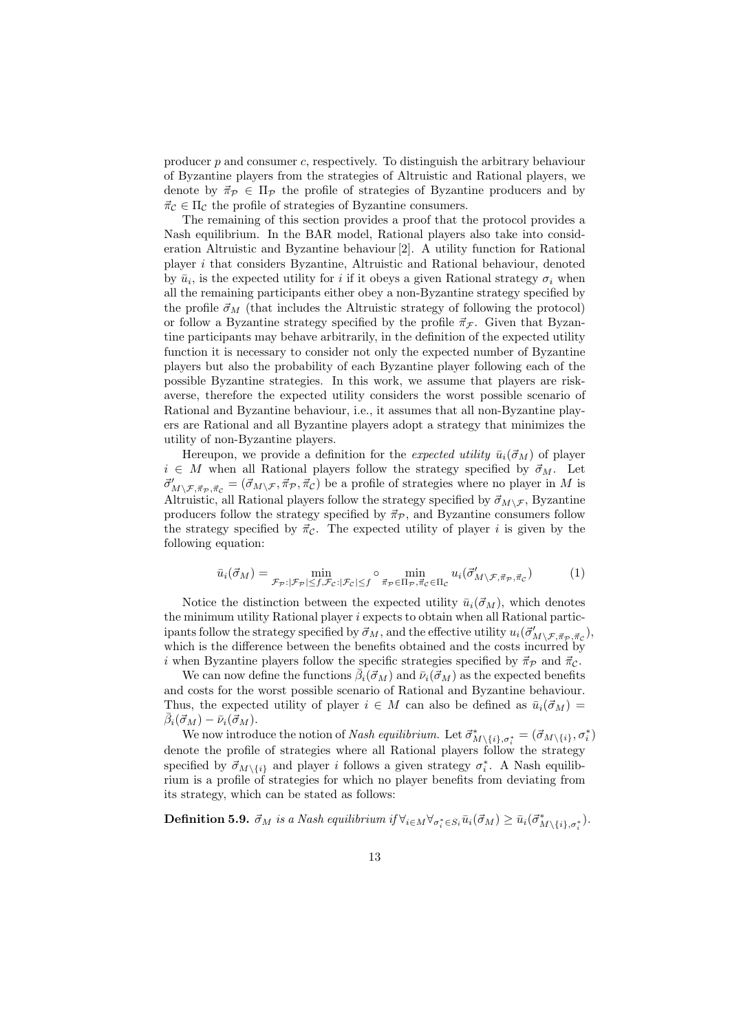producer $p$ and consumer $c$, respectively. To distinguish the arbitrary behaviour of Byzantine players from the strategies of Altruistic and Rational players, we denote by $\vec{\pi}_{\mathcal{P}} \in \Pi_{\mathcal{P}}$ the profile of strategies of Byzantine producers and by $\vec{\pi}_{\mathcal{C}} \in \Pi_{\mathcal{C}}$ the profile of strategies of Byzantine consumers.

The remaining of this section provides a proof that the protocol provides a Nash equilibrium. In the BAR model, Rational players also take into consideration Altruistic and Byzantine behaviour [2]. A utility function for Rational player $i$ that considers Byzantine, Altruistic and Rational behaviour, denoted by $\bar{u}_i$, is the expected utility for $i$ if it obeys a given Rational strategy $\sigma_i$ when all the remaining participants either obey a non-Byzantine strategy specified by the profile $\vec{\sigma}_M$ (that includes the Altruistic strategy of following the protocol) or follow a Byzantine strategy specified by the profile $\vec{\pi}_{\mathcal{F}}$. Given that Byzantine participants may behave arbitrarily, in the definition of the expected utility function it is necessary to consider not only the expected number of Byzantine players but also the probability of each Byzantine player following each of the possible Byzantine strategies. In this work, we assume that players are risk-averse, therefore the expected utility considers the worst possible scenario of Rational and Byzantine behaviour, i.e., it assumes that all non-Byzantine players are Rational and all Byzantine players adopt a strategy that minimizes the utility of non-Byzantine players.

Hereupon, we provide a definition for the *expected utility* $\bar{u}_i(\vec{\sigma}_M)$ of player $i \in M$ when all Rational players follow the strategy specified by $\vec{\sigma}_M$. Let $\vec{\sigma}'_{M\setminus\mathcal{F},\vec{\pi}_{\mathcal{P}},\vec{\pi}_{\mathcal{C}}} = (\vec{\sigma}_{M\setminus\mathcal{F}}, \vec{\pi}_{\mathcal{P}}, \vec{\pi}_{\mathcal{C}})$ be a profile of strategies where no player in $M$ is Altruistic, all Rational players follow the strategy specified by $\vec{\sigma}_{M\setminus\mathcal{F}}$, Byzantine producers follow the strategy specified by $\vec{\pi}_{\mathcal{P}}$, and Byzantine consumers follow the strategy specified by $\vec{\pi}_{\mathcal{C}}$. The expected utility of player $i$ is given by the following equation:

$$\bar{u}_i(\vec{\sigma}_M) = \min_{\mathcal{F}_{\mathcal{P}}:|\mathcal{F}_{\mathcal{P}}|\leq f, \mathcal{F}_{\mathcal{C}}:|\mathcal{F}_{\mathcal{C}}|\leq f} \circ \min_{\vec{\pi}_{\mathcal{P}}\in\Pi_{\mathcal{P}}, \vec{\pi}_{\mathcal{C}}\in\Pi_{\mathcal{C}}} u_i(\vec{\sigma}'_{M\setminus\mathcal{F},\vec{\pi}_{\mathcal{P}},\vec{\pi}_{\mathcal{C}}}) \tag{1}$$

Notice the distinction between the expected utility $\bar{u}_i(\vec{\sigma}_M)$, which denotes the minimum utility Rational player $i$ expects to obtain when all Rational participants follow the strategy specified by $\vec{\sigma}_M$, and the effective utility $u_i(\vec{\sigma}'_{M\setminus\mathcal{F},\vec{\pi}_{\mathcal{P}},\vec{\pi}_{\mathcal{C}}})$, which is the difference between the benefits obtained and the costs incurred by $i$ when Byzantine players follow the specific strategies specified by $\vec{\pi}_{\mathcal{P}}$ and $\vec{\pi}_{\mathcal{C}}$.

We can now define the functions $\bar{\beta}_i(\vec{\sigma}_M)$ and $\bar{\nu}_i(\vec{\sigma}_M)$ as the expected benefits and costs for the worst possible scenario of Rational and Byzantine behaviour. Thus, the expected utility of player $i \in M$ can also be defined as $\bar{u}_i(\vec{\sigma}_M) = \bar{\beta}_i(\vec{\sigma}_M) - \bar{\nu}_i(\vec{\sigma}_M)$.

We now introduce the notion of *Nash equilibrium*. Let $\vec{\sigma}^*_{M\setminus\{i\},\sigma^*_i} = (\vec{\sigma}_{M\setminus\{i\}}, \sigma^*_i)$ denote the profile of strategies where all Rational players follow the strategy specified by $\vec{\sigma}_{M\setminus\{i\}}$ and player $i$ follows a given strategy $\sigma^*_i$. A Nash equilibrium is a profile of strategies for which no player benefits from deviating from its strategy, which can be stated as follows:

**Definition 5.9.** *$\vec{\sigma}_M$ is a Nash equilibrium if* $\forall_{i\in M}\forall_{\sigma^*_i\in S_i}\bar{u}_i(\vec{\sigma}_M) \geq \bar{u}_i(\vec{\sigma}^*_{M\setminus\{i\},\sigma^*_i})$.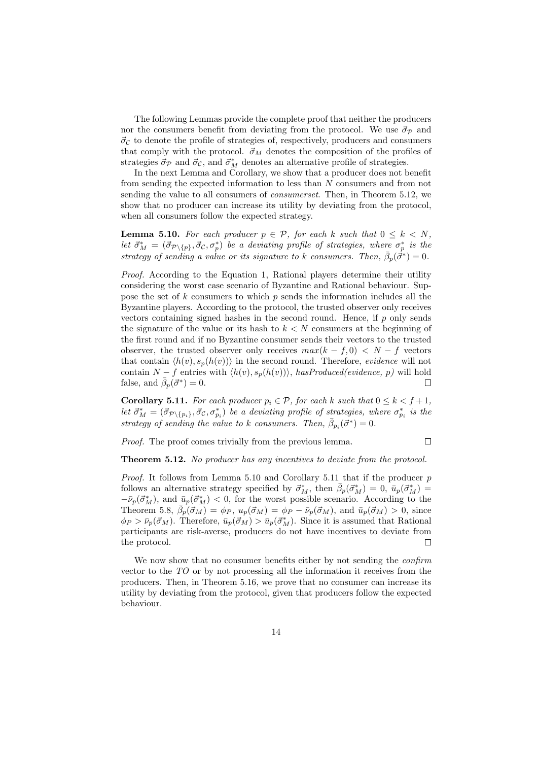The following Lemmas provide the complete proof that neither the producers nor the consumers benefit from deviating from the protocol. We use $\vec{\sigma}_\mathcal{P}$ and $\vec{\sigma}_\mathcal{C}$ to denote the profile of strategies of, respectively, producers and consumers that comply with the protocol. $\vec{\sigma}_M$ denotes the composition of the profiles of strategies $\vec{\sigma}_\mathcal{P}$ and $\vec{\sigma}_\mathcal{C}$, and $\vec{\sigma}^*_M$ denotes an alternative profile of strategies.

In the next Lemma and Corollary, we show that a producer does not benefit from sending the expected information to less than $N$ consumers and from not sending the value to all consumers of *consumerset*. Then, in Theorem 5.12, we show that no producer can increase its utility by deviating from the protocol, when all consumers follow the expected strategy.

**Lemma 5.10.** *For each producer $p \in \mathcal{P}$, for each $k$ such that $0 \leq k < N$, let $\vec{\sigma}^*_M = (\vec{\sigma}_{\mathcal{P}\setminus\{p\}}, \vec{\sigma}_\mathcal{C}, \sigma^*_p)$ be a deviating profile of strategies, where $\sigma^*_p$ is the strategy of sending a value or its signature to $k$ consumers. Then, $\bar{\beta}_p(\vec{\sigma}^*) = 0$.*

*Proof.* According to the Equation 1, Rational players determine their utility considering the worst case scenario of Byzantine and Rational behaviour. Suppose the set of $k$ consumers to which $p$ sends the information includes all the Byzantine players. According to the protocol, the trusted observer only receives vectors containing signed hashes in the second round. Hence, if $p$ only sends the signature of the value or its hash to $k < N$ consumers at the beginning of the first round and if no Byzantine consumer sends their vectors to the trusted observer, the trusted observer only receives $max(k - f, 0) < N - f$ vectors that contain $\langle h(v), s_p(h(v))\rangle$ in the second round. Therefore, *evidence* will not contain $N - f$ entries with $\langle h(v), s_p(h(v))\rangle$, *hasProduced(evidence, p)* will hold false, and $\bar{\beta}_p(\vec{\sigma}^*) = 0$. $\square$

**Corollary 5.11.** *For each producer $p_i \in \mathcal{P}$, for each $k$ such that $0 \leq k < f+1$, let $\vec{\sigma}^*_M = (\vec{\sigma}_{\mathcal{P}\setminus\{p_i\}}, \vec{\sigma}_\mathcal{C}, \sigma^*_{p_i})$ be a deviating profile of strategies, where $\sigma^*_{p_i}$ is the strategy of sending the value to $k$ consumers. Then, $\bar{\beta}_{p_i}(\vec{\sigma}^*) = 0$.*

*Proof.* The proof comes trivially from the previous lemma. $\square$

**Theorem 5.12.** *No producer has any incentives to deviate from the protocol.*

*Proof.* It follows from Lemma 5.10 and Corollary 5.11 that if the producer $p$ follows an alternative strategy specified by $\vec{\sigma}^*_M$, then $\bar{\beta}_p(\vec{\sigma}^*_M) = 0$, $\bar{u}_p(\vec{\sigma}^*_M) = -\bar{\nu}_p(\vec{\sigma}^*_M)$, and $\bar{u}_p(\vec{\sigma}^*_M) < 0$, for the worst possible scenario. According to the Theorem 5.8, $\bar{\beta}_p(\vec{\sigma}_M) = \phi_P$, $u_p(\vec{\sigma}_M) = \phi_P - \bar{\nu}_p(\vec{\sigma}_M)$, and $\bar{u}_p(\vec{\sigma}_M) > 0$, since $\phi_P > \bar{\nu}_p(\vec{\sigma}_M)$. Therefore, $\bar{u}_p(\vec{\sigma}_M) > \bar{u}_p(\vec{\sigma}^*_M)$. Since it is assumed that Rational participants are risk-averse, producers do not have incentives to deviate from the protocol. $\square$

We now show that no consumer benefits either by not sending the *confirm* vector to the *TO* or by not processing all the information it receives from the producers. Then, in Theorem 5.16, we prove that no consumer can increase its utility by deviating from the protocol, given that producers follow the expected behaviour.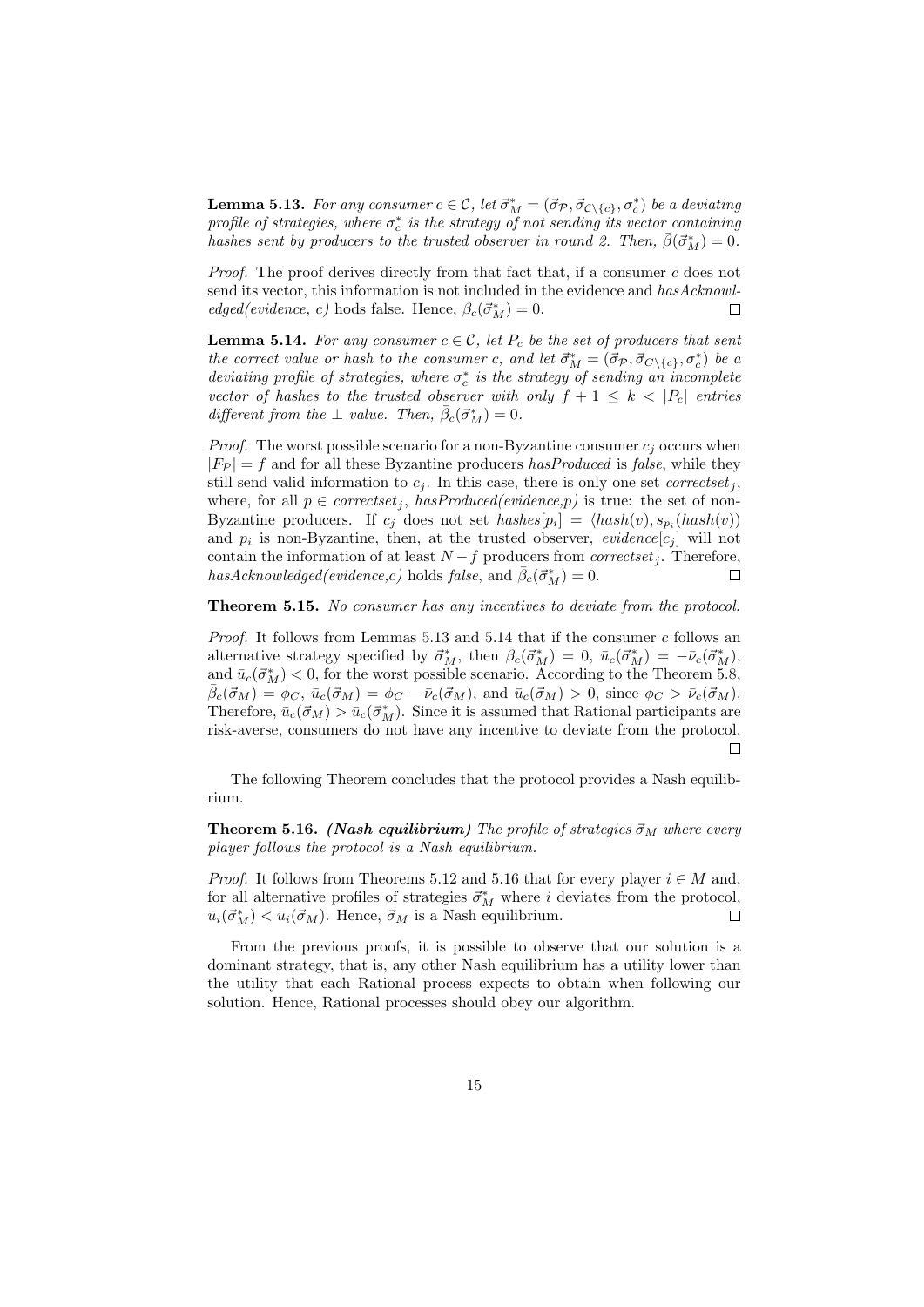**Lemma 5.13.** *For any consumer $c \in \mathcal{C}$, let $\vec{\sigma}^*_M = (\vec{\sigma}_{\mathcal{P}}, \vec{\sigma}_{\mathcal{C}\setminus\{c\}}, \sigma^*_c)$ be a deviating profile of strategies, where $\sigma^*_c$ is the strategy of not sending its vector containing hashes sent by producers to the trusted observer in round 2. Then, $\bar{\beta}(\vec{\sigma}^*_M) = 0$.*

*Proof.* The proof derives directly from that fact that, if a consumer $c$ does not send its vector, this information is not included in the evidence and *hasAcknowledged(evidence, c)* hods false. Hence, $\bar{\beta}_c(\vec{\sigma}^*_M) = 0$. □

**Lemma 5.14.** *For any consumer $c \in \mathcal{C}$, let $P_c$ be the set of producers that sent the correct value or hash to the consumer c, and let $\vec{\sigma}^*_M = (\vec{\sigma}_{\mathcal{P}}, \vec{\sigma}_{\mathcal{C}\setminus\{c\}}, \sigma^*_c)$ be a deviating profile of strategies, where $\sigma^*_c$ is the strategy of sending an incomplete vector of hashes to the trusted observer with only $f+1 \leq k < |P_c|$ entries different from the $\perp$ value. Then, $\bar{\beta}_c(\vec{\sigma}^*_M) = 0$.*

*Proof.* The worst possible scenario for a non-Byzantine consumer $c_j$ occurs when $|F_{\mathcal{P}}| = f$ and for all these Byzantine producers *hasProduced* is *false*, while they still send valid information to $c_j$. In this case, there is only one set *correctset*$_j$, where, for all $p \in$ *correctset*$_j$, *hasProduced(evidence,p)* is true: the set of non-Byzantine producers. If $c_j$ does not set $hashes[p_i] = \langle hash(v), s_{p_i}(hash(v))$ and $p_i$ is non-Byzantine, then, at the trusted observer, $evidence[c_j]$ will not contain the information of at least $N - f$ producers from *correctset*$_j$. Therefore, *hasAcknowledged(evidence,c)* holds *false*, and $\bar{\beta}_c(\vec{\sigma}^*_M) = 0$. □

**Theorem 5.15.** *No consumer has any incentives to deviate from the protocol.*

*Proof.* It follows from Lemmas 5.13 and 5.14 that if the consumer $c$ follows an alternative strategy specified by $\vec{\sigma}^*_M$, then $\bar{\beta}_c(\vec{\sigma}^*_M) = 0$, $\bar{u}_c(\vec{\sigma}^*_M) = -\bar{\nu}_c(\vec{\sigma}^*_M)$, and $\bar{u}_c(\vec{\sigma}^*_M) < 0$, for the worst possible scenario. According to the Theorem 5.8, $\bar{\beta}_c(\vec{\sigma}_M) = \phi_C$, $\bar{u}_c(\vec{\sigma}_M) = \phi_C - \bar{\nu}_c(\vec{\sigma}_M)$, and $\bar{u}_c(\vec{\sigma}_M) > 0$, since $\phi_C > \bar{\nu}_c(\vec{\sigma}_M)$. Therefore, $\bar{u}_c(\vec{\sigma}_M) > \bar{u}_c(\vec{\sigma}^*_M)$. Since it is assumed that Rational participants are risk-averse, consumers do not have any incentive to deviate from the protocol. □

The following Theorem concludes that the protocol provides a Nash equilibrium.

**Theorem 5.16.** ***(Nash equilibrium)*** *The profile of strategies $\vec{\sigma}_M$ where every player follows the protocol is a Nash equilibrium.*

*Proof.* It follows from Theorems 5.12 and 5.16 that for every player $i \in M$ and, for all alternative profiles of strategies $\vec{\sigma}^*_M$ where $i$ deviates from the protocol, $\bar{u}_i(\vec{\sigma}^*_M) < \bar{u}_i(\vec{\sigma}_M)$. Hence, $\vec{\sigma}_M$ is a Nash equilibrium. □

From the previous proofs, it is possible to observe that our solution is a dominant strategy, that is, any other Nash equilibrium has a utility lower than the utility that each Rational process expects to obtain when following our solution. Hence, Rational processes should obey our algorithm.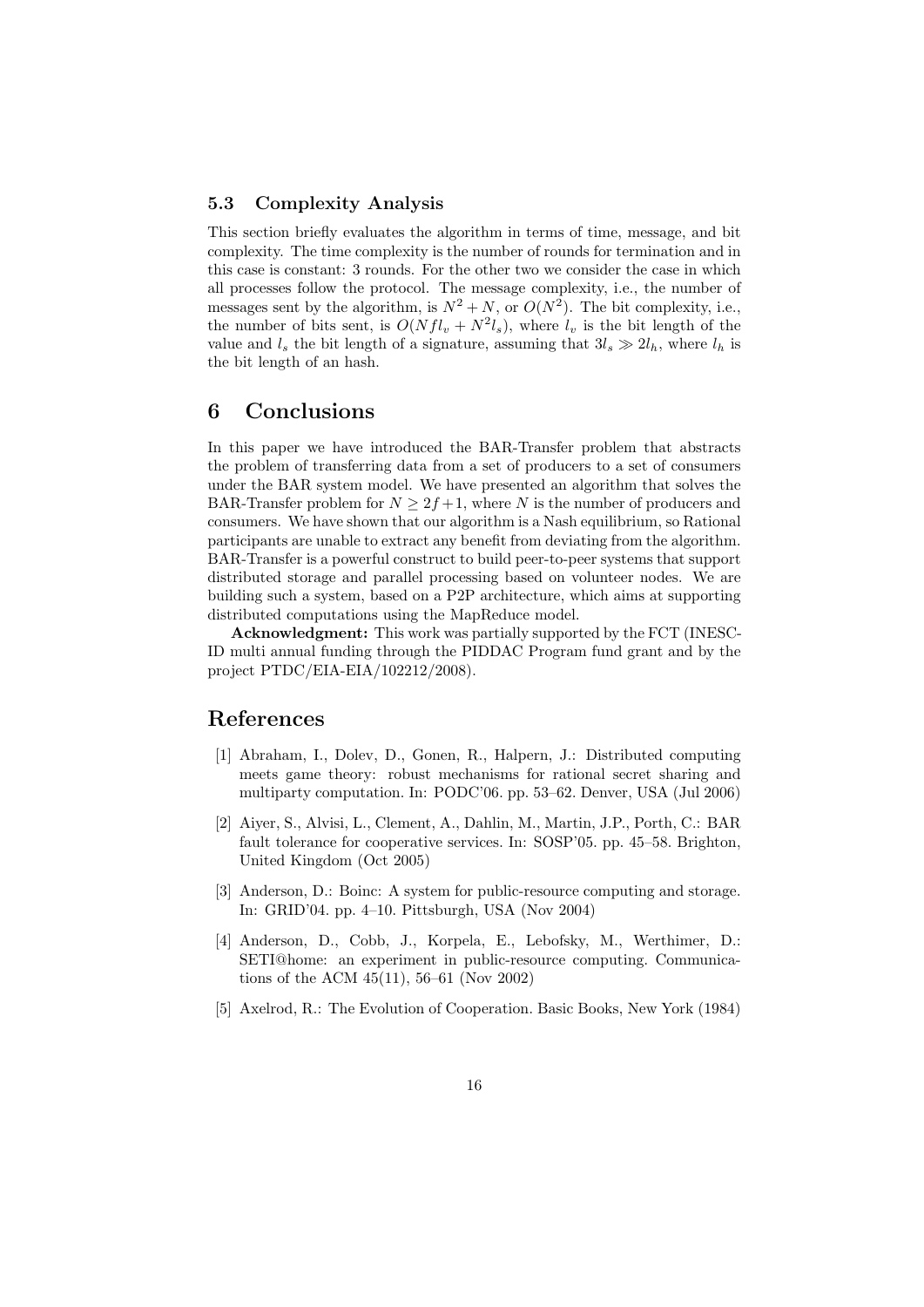### 5.3 Complexity Analysis

This section briefly evaluates the algorithm in terms of time, message, and bit complexity. The time complexity is the number of rounds for termination and in this case is constant: 3 rounds. For the other two we consider the case in which all processes follow the protocol. The message complexity, i.e., the number of messages sent by the algorithm, is $N^2 + N$, or $O(N^2)$. The bit complexity, i.e., the number of bits sent, is $O(Nfl_v + N^2 l_s)$, where $l_v$ is the bit length of the value and $l_s$ the bit length of a signature, assuming that $3l_s \gg 2l_h$, where $l_h$ is the bit length of an hash.

## 6 Conclusions

In this paper we have introduced the BAR-Transfer problem that abstracts the problem of transferring data from a set of producers to a set of consumers under the BAR system model. We have presented an algorithm that solves the BAR-Transfer problem for $N \geq 2f+1$, where $N$ is the number of producers and consumers. We have shown that our algorithm is a Nash equilibrium, so Rational participants are unable to extract any benefit from deviating from the algorithm. BAR-Transfer is a powerful construct to build peer-to-peer systems that support distributed storage and parallel processing based on volunteer nodes. We are building such a system, based on a P2P architecture, which aims at supporting distributed computations using the MapReduce model.

**Acknowledgment:** This work was partially supported by the FCT (INESC-ID multi annual funding through the PIDDAC Program fund grant and by the project PTDC/EIA-EIA/102212/2008).

## References

1. Abraham, I., Dolev, D., Gonen, R., Halpern, J.: Distributed computing meets game theory: robust mechanisms for rational secret sharing and multiparty computation. In: PODC'06. pp. 53–62. Denver, USA (Jul 2006)
2. Aiyer, S., Alvisi, L., Clement, A., Dahlin, M., Martin, J.P., Porth, C.: BAR fault tolerance for cooperative services. In: SOSP'05. pp. 45–58. Brighton, United Kingdom (Oct 2005)
3. Anderson, D.: Boinc: A system for public-resource computing and storage. In: GRID'04. pp. 4–10. Pittsburgh, USA (Nov 2004)
4. Anderson, D., Cobb, J., Korpela, E., Lebofsky, M., Werthimer, D.: SETI@home: an experiment in public-resource computing. Communications of the ACM 45(11), 56–61 (Nov 2002)
5. Axelrod, R.: The Evolution of Cooperation. Basic Books, New York (1984)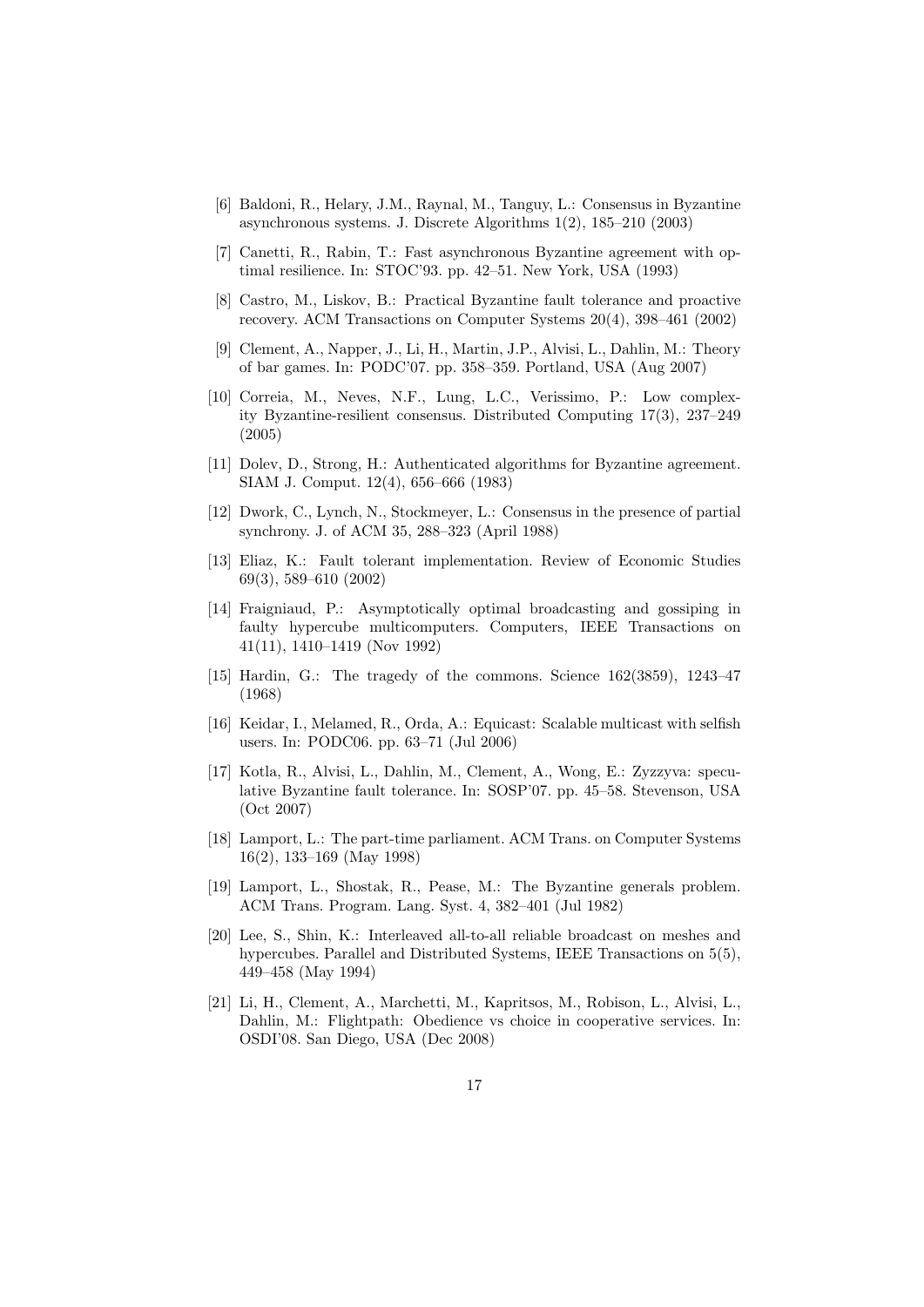[6] Baldoni, R., Helary, J.M., Raynal, M., Tanguy, L.: Consensus in Byzantine asynchronous systems. J. Discrete Algorithms 1(2), 185–210 (2003)

[7] Canetti, R., Rabin, T.: Fast asynchronous Byzantine agreement with optimal resilience. In: STOC'93. pp. 42–51. New York, USA (1993)

[8] Castro, M., Liskov, B.: Practical Byzantine fault tolerance and proactive recovery. ACM Transactions on Computer Systems 20(4), 398–461 (2002)

[9] Clement, A., Napper, J., Li, H., Martin, J.P., Alvisi, L., Dahlin, M.: Theory of bar games. In: PODC'07. pp. 358–359. Portland, USA (Aug 2007)

[10] Correia, M., Neves, N.F., Lung, L.C., Verissimo, P.: Low complexity Byzantine-resilient consensus. Distributed Computing 17(3), 237–249 (2005)

[11] Dolev, D., Strong, H.: Authenticated algorithms for Byzantine agreement. SIAM J. Comput. 12(4), 656–666 (1983)

[12] Dwork, C., Lynch, N., Stockmeyer, L.: Consensus in the presence of partial synchrony. J. of ACM 35, 288–323 (April 1988)

[13] Eliaz, K.: Fault tolerant implementation. Review of Economic Studies 69(3), 589–610 (2002)

[14] Fraigniaud, P.: Asymptotically optimal broadcasting and gossiping in faulty hypercube multicomputers. Computers, IEEE Transactions on 41(11), 1410–1419 (Nov 1992)

[15] Hardin, G.: The tragedy of the commons. Science 162(3859), 1243–47 (1968)

[16] Keidar, I., Melamed, R., Orda, A.: Equicast: Scalable multicast with selfish users. In: PODC06. pp. 63–71 (Jul 2006)

[17] Kotla, R., Alvisi, L., Dahlin, M., Clement, A., Wong, E.: Zyzzyva: speculative Byzantine fault tolerance. In: SOSP'07. pp. 45–58. Stevenson, USA (Oct 2007)

[18] Lamport, L.: The part-time parliament. ACM Trans. on Computer Systems 16(2), 133–169 (May 1998)

[19] Lamport, L., Shostak, R., Pease, M.: The Byzantine generals problem. ACM Trans. Program. Lang. Syst. 4, 382–401 (Jul 1982)

[20] Lee, S., Shin, K.: Interleaved all-to-all reliable broadcast on meshes and hypercubes. Parallel and Distributed Systems, IEEE Transactions on 5(5), 449–458 (May 1994)

[21] Li, H., Clement, A., Marchetti, M., Kapritsos, M., Robison, L., Alvisi, L., Dahlin, M.: Flightpath: Obedience vs choice in cooperative services. In: OSDI'08. San Diego, USA (Dec 2008)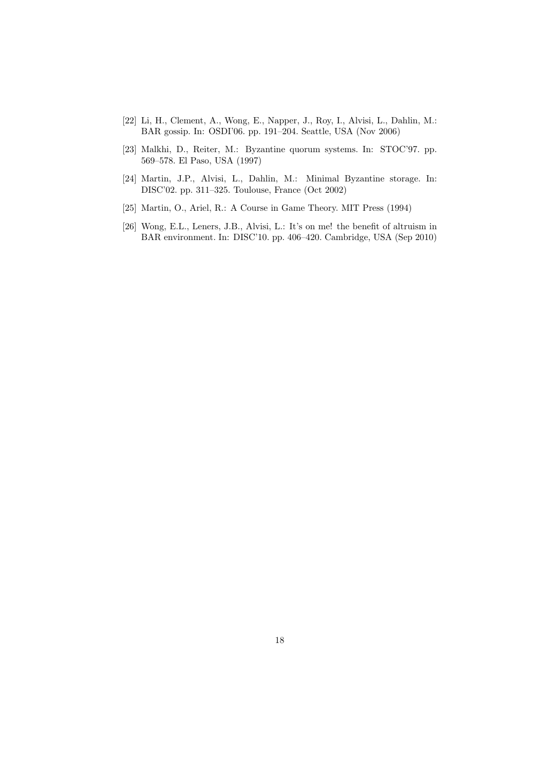[22] Li, H., Clement, A., Wong, E., Napper, J., Roy, I., Alvisi, L., Dahlin, M.: BAR gossip. In: OSDI'06. pp. 191–204. Seattle, USA (Nov 2006)

[23] Malkhi, D., Reiter, M.: Byzantine quorum systems. In: STOC'97. pp. 569–578. El Paso, USA (1997)

[24] Martin, J.P., Alvisi, L., Dahlin, M.: Minimal Byzantine storage. In: DISC'02. pp. 311–325. Toulouse, France (Oct 2002)

[25] Martin, O., Ariel, R.: A Course in Game Theory. MIT Press (1994)

[26] Wong, E.L., Leners, J.B., Alvisi, L.: It's on me! the benefit of altruism in BAR environment. In: DISC'10. pp. 406–420. Cambridge, USA (Sep 2010)